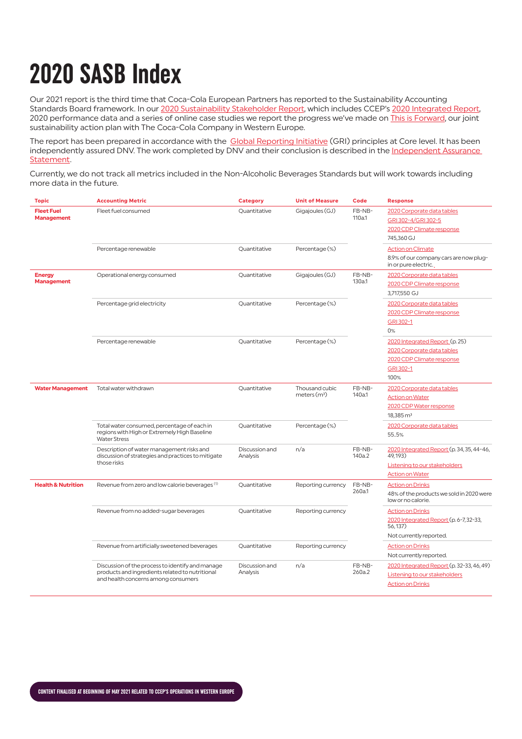# 2020 SASB Index

Our 2021 report is the third time that Coca-Cola European Partners has reported to the Sustainability Accounting Standards Board framework. In our 2020 Sustainability Stakeholder Report, which includes CCEP's 2020 Integrated Report, 2020 performance data and a series of online case studies we report the progress we've made on This is Forward, our joint sustainability action plan with The Coca-Cola Company in Western Europe.

The report has been prepared in accordance with the Global Reporting Initiative (GRI) principles at Core level. It has been independently assured DNV. The work completed by DNV and their conclusion is described in the Independent Assurance Statement.

Currently, we do not track all metrics included in the Non-Alcoholic Beverages Standards but will work towards including more data in the future.

| Topic | Accounting Metric | Category | Unit of Measure | Code | Response |
|---|---|---|---|---|---|
| **Fleet Fuel Management** | Fleet fuel consumed | Quantitative | Gigajoules (GJ) | FB-NB-110a.1 | 2020 Corporate data tables<br>GRI 302-4/GRI 302-5<br>2020 CDP Climate response<br>745,360 GJ |
| | Percentage renewable | Quantitative | Percentage (%) | | Action on Climate<br>8.9% of our company cars are now plug-in or pure electric. |
| **Energy Management** | Operational energy consumed | Quantitative | Gigajoules (GJ) | FB-NB-130a.1 | 2020 Corporate data tables<br>2020 CDP Climate response<br>3,717,550 GJ |
| | Percentage grid electricity | Quantitative | Percentage (%) | | 2020 Corporate data tables<br>2020 CDP Climate response<br>GRI 302-1<br>0% |
| | Percentage renewable | Quantitative | Percentage (%) | | 2020 Integrated Report (p. 25)<br>2020 Corporate data tables<br>2020 CDP Climate response<br>GRI 302-1<br>100% |
| **Water Management** | Total water withdrawn | Quantitative | Thousand cubic meters ($m^3$) | FB-NB-140a.1 | 2020 Corporate data tables<br>Action on Water<br>2020 CDP Water response<br>18,385 $m^3$ |
| | Total water consumed, percentage of each in regions with High or Extremely High Baseline Water Stress | Quantitative | Percentage (%) | | 2020 Corporate data tables<br>55.5% |
| | Description of water management risks and discussion of strategies and practices to mitigate those risks | Discussion and Analysis | n/a | FB-NB-140a.2 | 2020 Integrated Report (p. 34, 35, 44-46, 49, 193)<br>Listening to our stakeholders<br>Action on Water |
| **Health & Nutrition** | Revenue from zero and low calorie beverages [1] | Quantitative | Reporting currency | FB-NB-260a.1 | Action on Drinks<br>48% of the products we sold in 2020 were low or no calorie. |
| | Revenue from no added-sugar beverages | Quantitative | Reporting currency | | Action on Drinks<br>2020 Integrated Report (p. 6-7, 32-33, 56, 137)<br>Not currently reported. |
| | Revenue from artificially sweetened beverages | Quantitative | Reporting currency | | Action on Drinks<br>Not currently reported. |
| | Discussion of the process to identify and manage products and ingredients related to nutritional and health concerns among consumers | Discussion and Analysis | n/a | FB-NB-260a.2 | 2020 Integrated Report (p. 32-33, 46, 49)<br>Listening to our stakeholders<br>Action on Drinks |

CONTENT FINALISED AT BEGINNING OF MAY 2021 RELATED TO CCEP'S OPERATIONS IN WESTERN EUROPE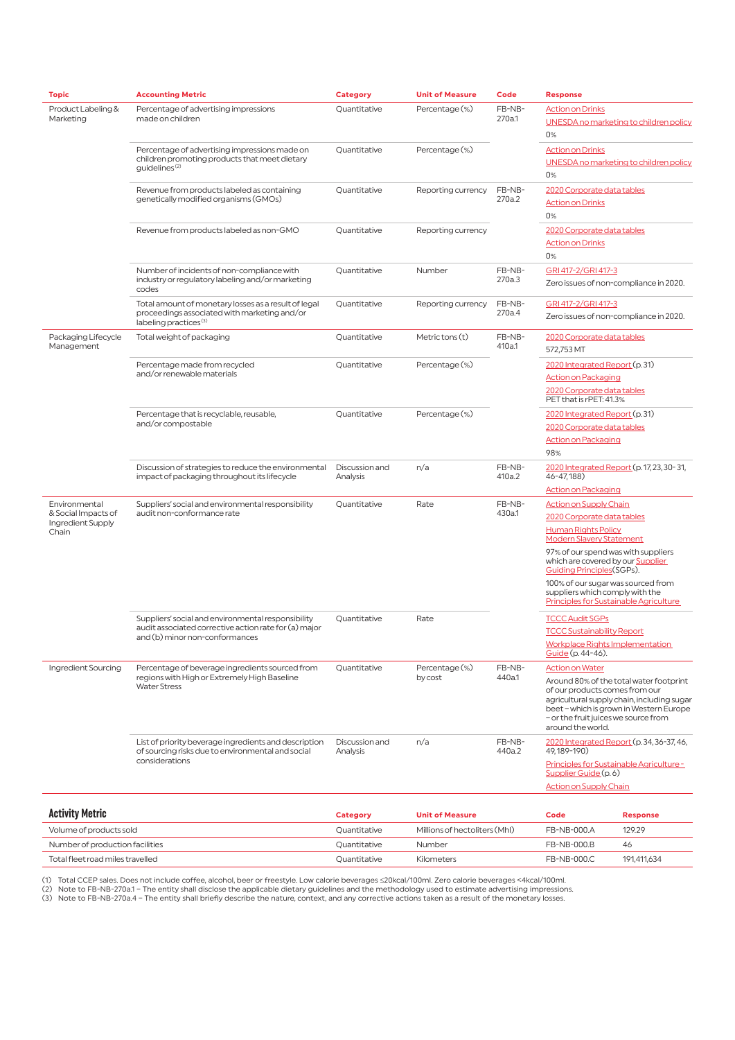| Topic | Accounting Metric | Category | Unit of Measure | Code | Response |
|---|---|---|---|---|---|
| Product Labeling & Marketing | Percentage of advertising impressions made on children | Quantitative | Percentage (%) | FB-NB-270a.1 | Action on Drinks<br>UNESDA no marketing to children policy<br>0% |
| | Percentage of advertising impressions made on children promoting products that meet dietary guidelines[2] | Quantitative | Percentage (%) | | Action on Drinks<br>UNESDA no marketing to children policy<br>0% |
| | Revenue from products labeled as containing genetically modified organisms (GMOs) | Quantitative | Reporting currency | FB-NB-270a.2 | 2020 Corporate data tables<br>Action on Drinks<br>0% |
| | Revenue from products labeled as non-GMO | Quantitative | Reporting currency | | 2020 Corporate data tables<br>Action on Drinks<br>0% |
| | Number of incidents of non-compliance with industry or regulatory labeling and/or marketing codes | Quantitative | Number | FB-NB-270a.3 | GRI 417-2/GRI 417-3<br>Zero issues of non-compliance in 2020. |
| | Total amount of monetary losses as a result of legal proceedings associated with marketing and/or labeling practices[3] | Quantitative | Reporting currency | FB-NB-270a.4 | GRI 417-2/GRI 417-3<br>Zero issues of non-compliance in 2020. |
| Packaging Lifecycle Management | Total weight of packaging | Quantitative | Metric tons (t) | FB-NB-410a.1 | 2020 Corporate data tables<br>572,753 MT |
| | Percentage made from recycled and/or renewable materials | Quantitative | Percentage (%) | | 2020 Integrated Report (p. 31)<br>Action on Packaging<br>2020 Corporate data tables<br>PET that is rPET: 41.3% |
| | Percentage that is recyclable, reusable, and/or compostable | Quantitative | Percentage (%) | | 2020 Integrated Report (p. 31)<br>2020 Corporate data tables<br>Action on Packaging<br>98% |
| | Discussion of strategies to reduce the environmental impact of packaging throughout its lifecycle | Discussion and Analysis | n/a | FB-NB-410a.2 | 2020 Integrated Report (p. 17, 23, 30-31, 46-47, 188)<br>Action on Packaging |
| Environmental & Social Impacts of Ingredient Supply Chain | Suppliers' social and environmental responsibility audit non-conformance rate | Quantitative | Rate | FB-NB-430a.1 | Action on Supply Chain<br>2020 Corporate data tables<br>Human Rights Policy<br>Modern Slavery Statement<br>97% of our spend was with suppliers which are covered by our Supplier Guiding Principles (SGPs).<br>100% of our sugar was sourced from suppliers which comply with the Principles for Sustainable Agriculture |
| | Suppliers' social and environmental responsibility audit associated corrective action rate for (a) major and (b) minor non-conformances | Quantitative | Rate | | TCCC Audit SGPs<br>TCCC Sustainability Report<br>Workplace Rights Implementation Guide (p. 44-46). |
| Ingredient Sourcing | Percentage of beverage ingredients sourced from regions with High or Extremely High Baseline Water Stress | Quantitative | Percentage (%) by cost | FB-NB-440a.1 | Action on Water<br>Around 80% of the total water footprint of our products comes from our agricultural supply chain, including sugar beet – which is grown in Western Europe – or the fruit juices we source from around the world. |
| | List of priority beverage ingredients and description of sourcing risks due to environmental and social considerations | Discussion and Analysis | n/a | FB-NB-440a.2 | 2020 Integrated Report (p. 34, 36-37, 46, 49, 189-190)<br>Principles for Sustainable Agriculture - Supplier Guide (p. 6)<br>Action on Supply Chain |

| Activity Metric | Category | Unit of Measure | Code | Response |
|---|---|---|---|---|
| Volume of products sold | Quantitative | Millions of hectoliters (Mhl) | FB-NB-000.A | 129.29 |
| Number of production facilities | Quantitative | Number | FB-NB-000.B | 46 |
| Total fleet road miles travelled | Quantitative | Kilometers | FB-NB-000.C | 191,411,634 |

(1) Total CCEP sales. Does not include coffee, alcohol, beer or freestyle. Low calorie beverages ≤20kcal/100ml. Zero calorie beverages <4kcal/100ml.
(2) Note to FB-NB-270a.1 – The entity shall disclose the applicable dietary guidelines and the methodology used to estimate advertising impressions.
(3) Note to FB-NB-270a.4 – The entity shall briefly describe the nature, context, and any corrective actions taken as a result of the monetary losses.